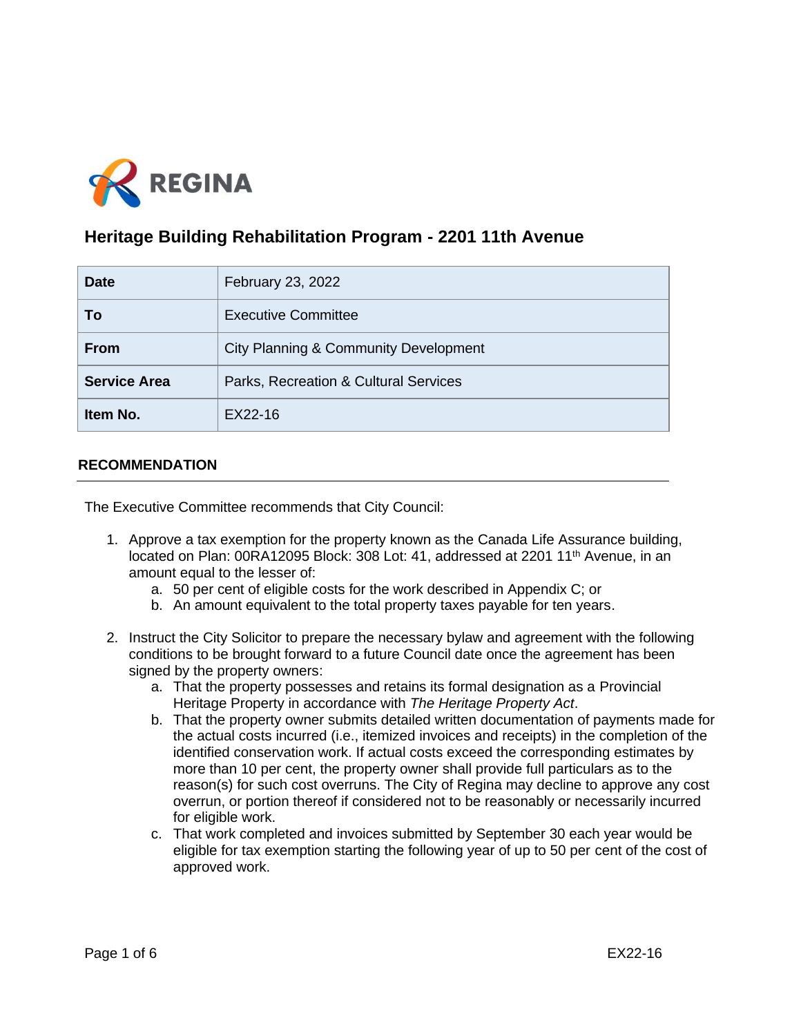REGINA

# Heritage Building Rehabilitation Program - 2201 11th Avenue

| | |
|---|---|
| **Date** | February 23, 2022 |
| **To** | Executive Committee |
| **From** | City Planning & Community Development |
| **Service Area** | Parks, Recreation & Cultural Services |
| **Item No.** | EX22-16 |

## RECOMMENDATION

The Executive Committee recommends that City Council:

1. Approve a tax exemption for the property known as the Canada Life Assurance building, located on Plan: 00RA12095 Block: 308 Lot: 41, addressed at 2201 11th Avenue, in an amount equal to the lesser of:
   a. 50 per cent of eligible costs for the work described in Appendix C; or
   b. An amount equivalent to the total property taxes payable for ten years.

2. Instruct the City Solicitor to prepare the necessary bylaw and agreement with the following conditions to be brought forward to a future Council date once the agreement has been signed by the property owners:
   a. That the property possesses and retains its formal designation as a Provincial Heritage Property in accordance with *The Heritage Property Act*.
   b. That the property owner submits detailed written documentation of payments made for the actual costs incurred (i.e., itemized invoices and receipts) in the completion of the identified conservation work. If actual costs exceed the corresponding estimates by more than 10 per cent, the property owner shall provide full particulars as to the reason(s) for such cost overruns. The City of Regina may decline to approve any cost overrun, or portion thereof if considered not to be reasonably or necessarily incurred for eligible work.
   c. That work completed and invoices submitted by September 30 each year would be eligible for tax exemption starting the following year of up to 50 per cent of the cost of approved work.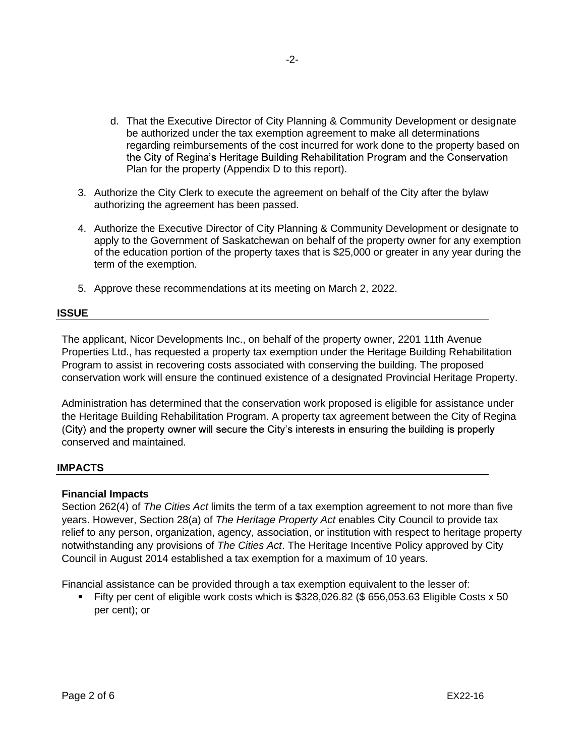d. That the Executive Director of City Planning & Community Development or designate be authorized under the tax exemption agreement to make all determinations regarding reimbursements of the cost incurred for work done to the property based on the City of Regina's Heritage Building Rehabilitation Program and the Conservation Plan for the property (Appendix D to this report).

3. Authorize the City Clerk to execute the agreement on behalf of the City after the bylaw authorizing the agreement has been passed.

4. Authorize the Executive Director of City Planning & Community Development or designate to apply to the Government of Saskatchewan on behalf of the property owner for any exemption of the education portion of the property taxes that is $25,000 or greater in any year during the term of the exemption.

5. Approve these recommendations at its meeting on March 2, 2022.

## ISSUE

The applicant, Nicor Developments Inc., on behalf of the property owner, 2201 11th Avenue Properties Ltd., has requested a property tax exemption under the Heritage Building Rehabilitation Program to assist in recovering costs associated with conserving the building. The proposed conservation work will ensure the continued existence of a designated Provincial Heritage Property.

Administration has determined that the conservation work proposed is eligible for assistance under the Heritage Building Rehabilitation Program. A property tax agreement between the City of Regina (City) and the property owner will secure the City's interests in ensuring the building is properly conserved and maintained.

## IMPACTS

### Financial Impacts

Section 262(4) of *The Cities Act* limits the term of a tax exemption agreement to not more than five years. However, Section 28(a) of *The Heritage Property Act* enables City Council to provide tax relief to any person, organization, agency, association, or institution with respect to heritage property notwithstanding any provisions of *The Cities Act*. The Heritage Incentive Policy approved by City Council in August 2014 established a tax exemption for a maximum of 10 years.

Financial assistance can be provided through a tax exemption equivalent to the lesser of:

- Fifty per cent of eligible work costs which is $328,026.82 ($ 656,053.63 Eligible Costs x 50 per cent); or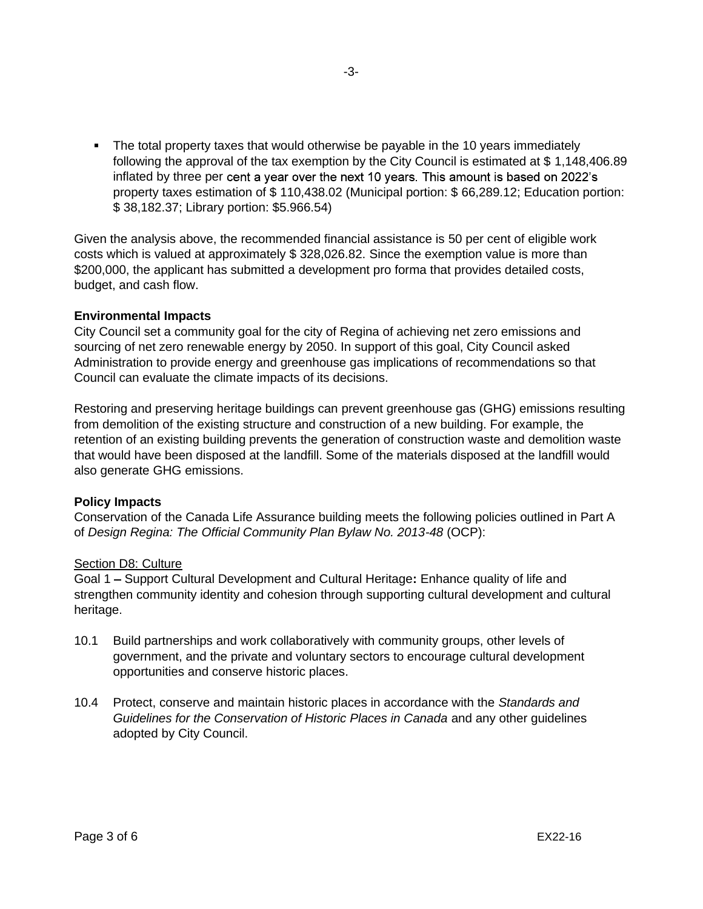- The total property taxes that would otherwise be payable in the 10 years immediately following the approval of the tax exemption by the City Council is estimated at $ 1,148,406.89 inflated by three per cent a year over the next 10 years. This amount is based on 2022's property taxes estimation of $ 110,438.02 (Municipal portion: $ 66,289.12; Education portion: $ 38,182.37; Library portion: $5.966.54)

Given the analysis above, the recommended financial assistance is 50 per cent of eligible work costs which is valued at approximately $ 328,026.82. Since the exemption value is more than $200,000, the applicant has submitted a development pro forma that provides detailed costs, budget, and cash flow.

**Environmental Impacts**

City Council set a community goal for the city of Regina of achieving net zero emissions and sourcing of net zero renewable energy by 2050. In support of this goal, City Council asked Administration to provide energy and greenhouse gas implications of recommendations so that Council can evaluate the climate impacts of its decisions.

Restoring and preserving heritage buildings can prevent greenhouse gas (GHG) emissions resulting from demolition of the existing structure and construction of a new building. For example, the retention of an existing building prevents the generation of construction waste and demolition waste that would have been disposed at the landfill. Some of the materials disposed at the landfill would also generate GHG emissions.

**Policy Impacts**

Conservation of the Canada Life Assurance building meets the following policies outlined in Part A of *Design Regina: The Official Community Plan Bylaw No. 2013-48* (OCP):

Section D8: Culture

Goal 1 – Support Cultural Development and Cultural Heritage**:** Enhance quality of life and strengthen community identity and cohesion through supporting cultural development and cultural heritage.

10.1 Build partnerships and work collaboratively with community groups, other levels of government, and the private and voluntary sectors to encourage cultural development opportunities and conserve historic places.

10.4 Protect, conserve and maintain historic places in accordance with the *Standards and Guidelines for the Conservation of Historic Places in Canada* and any other guidelines adopted by City Council.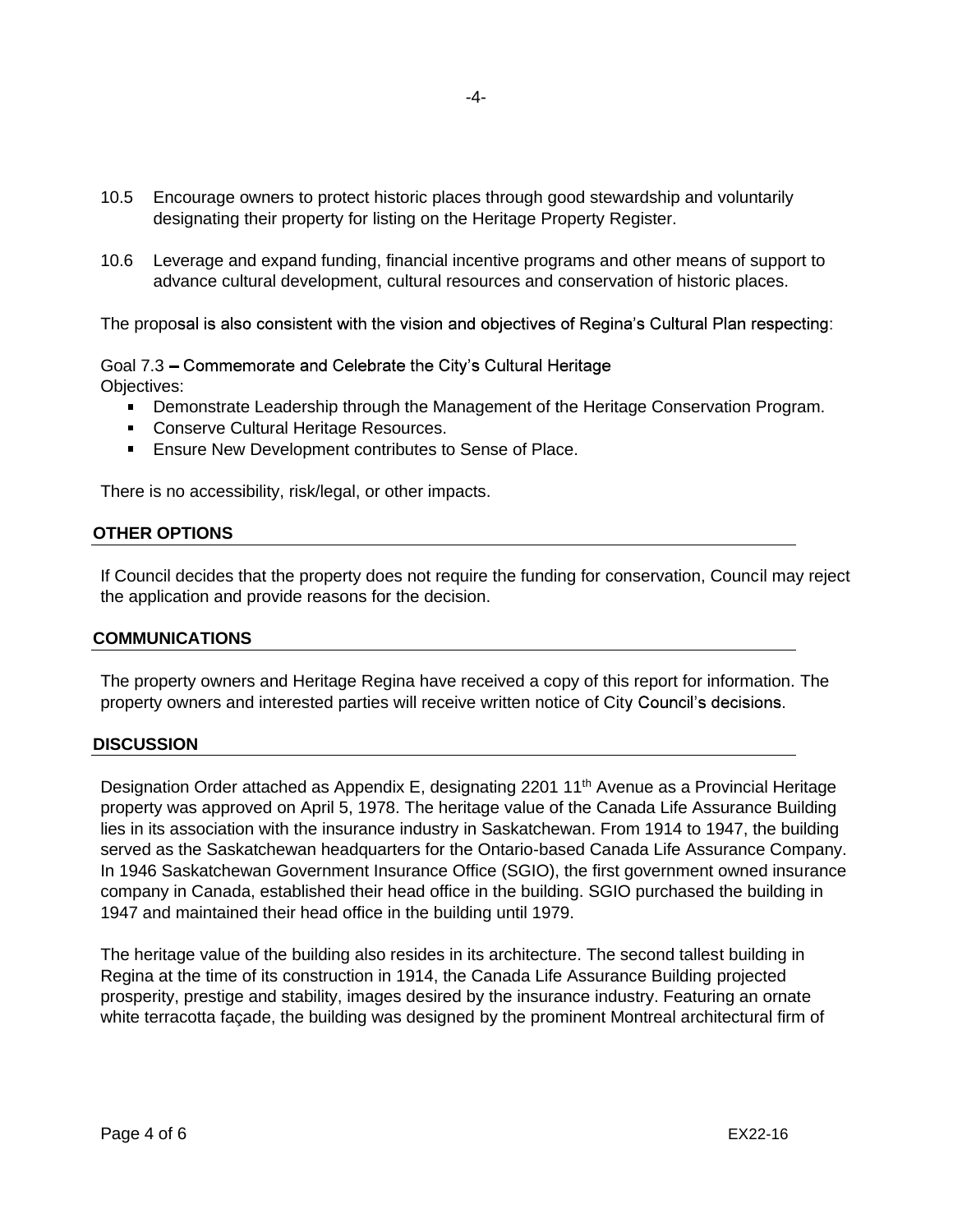10.5 Encourage owners to protect historic places through good stewardship and voluntarily designating their property for listing on the Heritage Property Register.

10.6 Leverage and expand funding, financial incentive programs and other means of support to advance cultural development, cultural resources and conservation of historic places.

The proposal is also consistent with the vision and objectives of Regina's Cultural Plan respecting:

Goal 7.3 – Commemorate and Celebrate the City's Cultural Heritage
Objectives:

- Demonstrate Leadership through the Management of the Heritage Conservation Program.
- Conserve Cultural Heritage Resources.
- Ensure New Development contributes to Sense of Place.

There is no accessibility, risk/legal, or other impacts.

## OTHER OPTIONS

If Council decides that the property does not require the funding for conservation, Council may reject the application and provide reasons for the decision.

## COMMUNICATIONS

The property owners and Heritage Regina have received a copy of this report for information. The property owners and interested parties will receive written notice of City Council's decisions.

## DISCUSSION

Designation Order attached as Appendix E, designating 2201 11th Avenue as a Provincial Heritage property was approved on April 5, 1978. The heritage value of the Canada Life Assurance Building lies in its association with the insurance industry in Saskatchewan. From 1914 to 1947, the building served as the Saskatchewan headquarters for the Ontario-based Canada Life Assurance Company. In 1946 Saskatchewan Government Insurance Office (SGIO), the first government owned insurance company in Canada, established their head office in the building. SGIO purchased the building in 1947 and maintained their head office in the building until 1979.

The heritage value of the building also resides in its architecture. The second tallest building in Regina at the time of its construction in 1914, the Canada Life Assurance Building projected prosperity, prestige and stability, images desired by the insurance industry. Featuring an ornate white terracotta façade, the building was designed by the prominent Montreal architectural firm of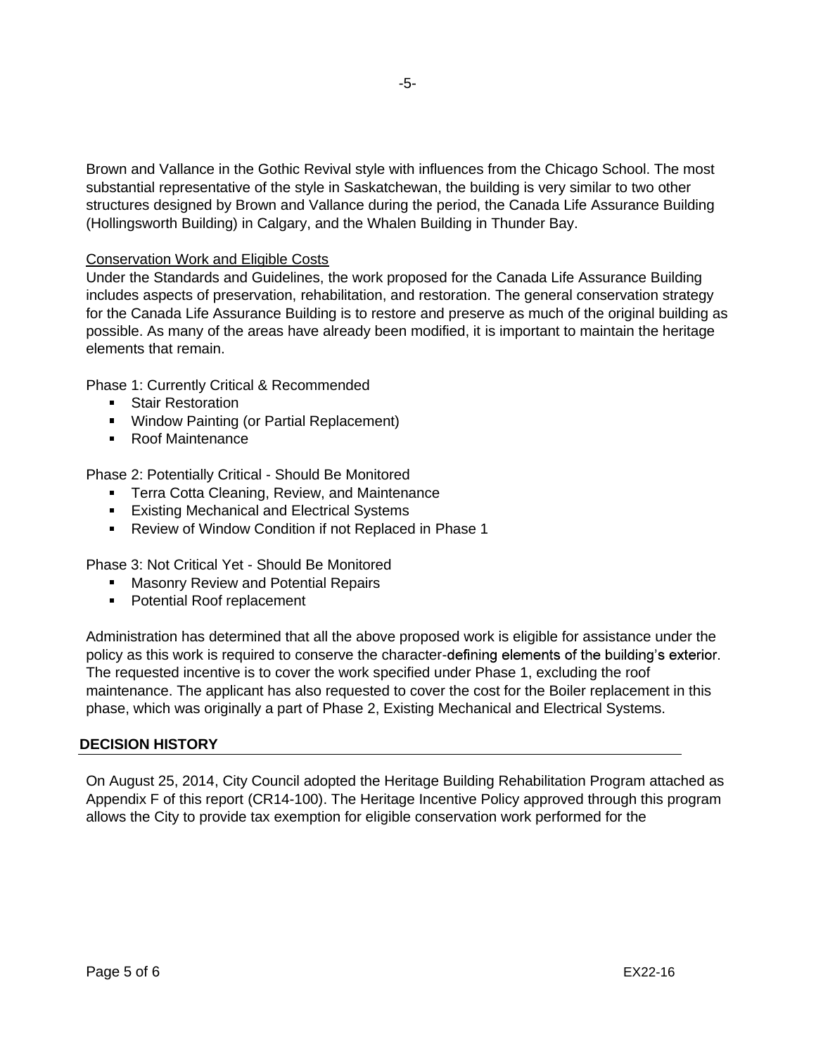Brown and Vallance in the Gothic Revival style with influences from the Chicago School. The most substantial representative of the style in Saskatchewan, the building is very similar to two other structures designed by Brown and Vallance during the period, the Canada Life Assurance Building (Hollingsworth Building) in Calgary, and the Whalen Building in Thunder Bay.

Conservation Work and Eligible Costs

Under the Standards and Guidelines, the work proposed for the Canada Life Assurance Building includes aspects of preservation, rehabilitation, and restoration. The general conservation strategy for the Canada Life Assurance Building is to restore and preserve as much of the original building as possible. As many of the areas have already been modified, it is important to maintain the heritage elements that remain.

Phase 1: Currently Critical & Recommended

- Stair Restoration
- Window Painting (or Partial Replacement)
- Roof Maintenance

Phase 2: Potentially Critical - Should Be Monitored

- Terra Cotta Cleaning, Review, and Maintenance
- Existing Mechanical and Electrical Systems
- Review of Window Condition if not Replaced in Phase 1

Phase 3: Not Critical Yet - Should Be Monitored

- Masonry Review and Potential Repairs
- Potential Roof replacement

Administration has determined that all the above proposed work is eligible for assistance under the policy as this work is required to conserve the character-defining elements of the building's exterior. The requested incentive is to cover the work specified under Phase 1, excluding the roof maintenance. The applicant has also requested to cover the cost for the Boiler replacement in this phase, which was originally a part of Phase 2, Existing Mechanical and Electrical Systems.

## DECISION HISTORY

On August 25, 2014, City Council adopted the Heritage Building Rehabilitation Program attached as Appendix F of this report (CR14-100). The Heritage Incentive Policy approved through this program allows the City to provide tax exemption for eligible conservation work performed for the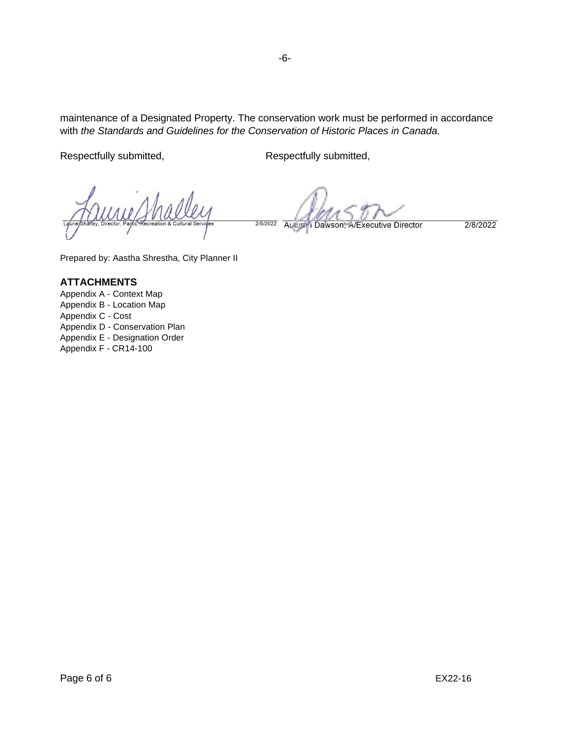maintenance of a Designated Property. The conservation work must be performed in accordance with *the Standards and Guidelines for the Conservation of Historic Places in Canada.*

Respectfully submitted,

Laurie Shalley, Director, Parks, Recreation & Cultural Services 2/5/2022

Respectfully submitted,

Autumn Dawson, A/Executive Director 2/8/2022

Prepared by: Aastha Shrestha, City Planner II

**ATTACHMENTS**

Appendix A - Context Map
Appendix B - Location Map
Appendix C - Cost
Appendix D - Conservation Plan
Appendix E - Designation Order
Appendix F - CR14-100